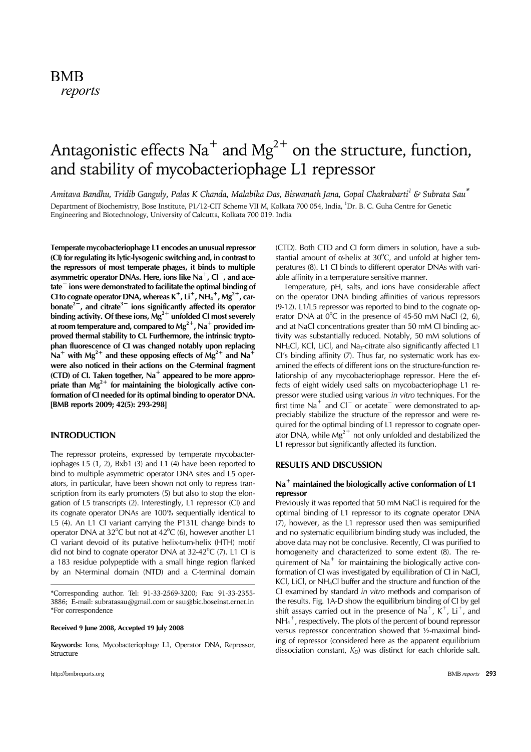BMB *reports*

# Antagonistic effects $Na^+$ and $Mg^{2+}$ on the structure, function, and stability of mycobacteriophage L1 repressor

*Amitava Bandhu, Tridib Ganguly, Palas K Chanda, Malabika Das, Biswanath Jana, Gopal Chakrabarti[1] & Subrata Sau[*]*

Department of Biochemistry, Bose Institute, P1/12-CIT Scheme VII M, Kolkata 700 054, India, [1]Dr. B. C. Guha Centre for Genetic Engineering and Biotechnology, University of Calcutta, Kolkata 700 019. India

**Temperate mycobacteriophage L1 encodes an unusual repressor (CI) for regulating its lytic-lysogenic switching and, in contrast to the repressors of most temperate phages, it binds to multiple asymmetric operator DNAs. Here, ions like $Na^+$, $Cl^-$, and acetate$^-$ ions were demonstrated to facilitate the optimal binding of CI to cognate operator DNA, whereas $K^+$, $Li^+$, $NH_4^+$, $Mg^{2+}$, carbonate$^{2-}$, and citrate$^{3-}$ ions significantly affected its operator binding activity. Of these ions, $Mg^{2+}$ unfolded CI most severely at room temperature and, compared to $Mg^{2+}$, $Na^+$ provided improved thermal stability to CI. Furthermore, the intrinsic tryptophan fluorescence of CI was changed notably upon replacing $Na^+$ with $Mg^{2+}$ and these opposing effects of $Mg^{2+}$ and $Na^+$ were also noticed in their actions on the C-terminal fragment (CTD) of CI. Taken together, $Na^+$ appeared to be more appropriate than $Mg^{2+}$ for maintaining the biologically active conformation of CI needed for its optimal binding to operator DNA. [BMB reports 2009; 42(5): 293-298]**

## INTRODUCTION

The repressor proteins, expressed by temperate mycobacteriophages L5 (1, 2), Bxb1 (3) and L1 (4) have been reported to bind to multiple asymmetric operator DNA sites and L5 operators, in particular, have been shown not only to repress transcription from its early promoters (5) but also to stop the elongation of L5 transcripts (2). Interestingly, L1 repressor (CI) and its cognate operator DNAs are 100% sequentially identical to L5 (4). An L1 CI variant carrying the P131L change binds to operator DNA at 32°C but not at 42°C (6), however another L1 CI variant devoid of its putative helix-turn-helix (HTH) motif did not bind to cognate operator DNA at 32-42°C (7). L1 CI is a 183 residue polypeptide with a small hinge region flanked by an N-terminal domain (NTD) and a C-terminal domain (CTD). Both CTD and CI form dimers in solution, have a substantial amount of α-helix at 30°C, and unfold at higher temperatures (8). L1 CI binds to different operator DNAs with variable affinity in a temperature sensitive manner.

Temperature, pH, salts, and ions have considerable affect on the operator DNA binding affinities of various repressors (9-12). L1/L5 repressor was reported to bind to the cognate operator DNA at 0°C in the presence of 45-50 mM NaCl (2, 6), and at NaCl concentrations greater than 50 mM CI binding activity was substantially reduced. Notably, 50 mM solutions of $NH_4Cl$, KCl, LiCl, and $Na_3$-citrate also significantly affected L1 CI's binding affinity (7). Thus far, no systematic work has examined the effects of different ions on the structure-function relationship of any mycobacteriophage repressor. Here the effects of eight widely used salts on mycobacteriophage L1 repressor were studied using various *in vitro* techniques. For the first time $Na^+$ and $Cl^-$ or acetate$^-$ were demonstrated to appreciably stabilize the structure of the repressor and were required for the optimal binding of L1 repressor to cognate operator DNA, while $Mg^{2+}$ not only unfolded and destabilized the L1 repressor but significantly affected its function.

## RESULTS AND DISCUSSION

### $Na^+$ maintained the biologically active conformation of L1 repressor

Previously it was reported that 50 mM NaCl is required for the optimal binding of L1 repressor to its cognate operator DNA (7), however, as the L1 repressor used then was semipurified and no systematic equilibrium binding study was included, the above data may not be conclusive. Recently, CI was purified to homogeneity and characterized to some extent (8). The requirement of $Na^+$ for maintaining the biologically active conformation of CI was investigated by equilibration of CI in NaCl, KCl, LiCl, or $NH_4Cl$ buffer and the structure and function of the CI examined by standard *in vitro* methods and comparison of the results. Fig. 1A-D show the equilibrium binding of CI by gel shift assays carried out in the presence of $Na^+$, $K^+$, $Li^+$, and $NH_4^+$, respectively. The plots of the percent of bound repressor versus repressor concentration showed that ½-maximal binding of repressor (considered here as the apparent equilibrium dissociation constant, $K_D$) was distinct for each chloride salt.

*Corresponding author. Tel: 91-33-2569-3200; Fax: 91-33-2355-3886; E-mail: subratasau@gmail.com or sau@bic.boseinst.ernet.in
*For correspondence

**Received 9 June 2008, Accepted 19 July 2008**

**Keywords:** Ions, Mycobacteriophage L1, Operator DNA, Repressor, Structure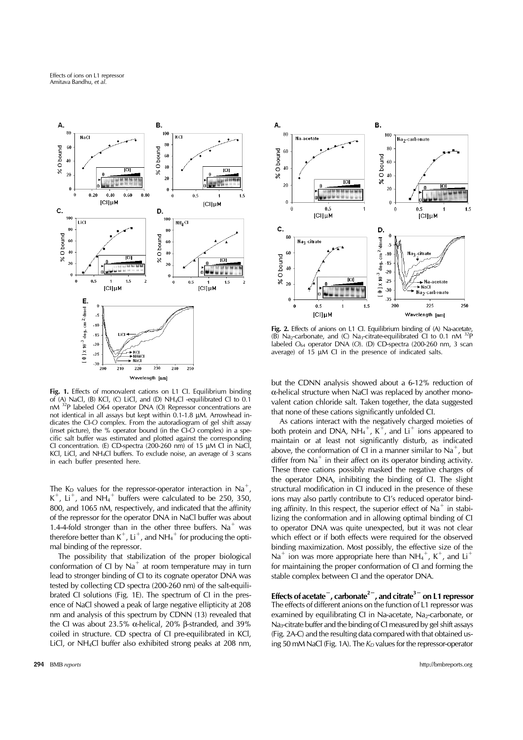**Fig. 1.** Effects of monovalent cations on L1 CI. Equilibrium binding of (A) NaCl, (B) KCl, (C) LiCl, and (D) $NH_4Cl$ -equilibrated CI to 0.1 nM $^{32}P$ labeled *O*64 operator DNA (O) Repressor concentrations are not identical in all assays but kept within 0.1-1.8 μM. Arrowhead indicates the CI-O complex. From the autoradiogram of gel shift assay (inset picture), the % operator bound (in the CI-O complex) in a specific salt buffer was estimated and plotted against the corresponding CI concentration. (E) CD-spectra (200-260 nm) of 15 μM CI in NaCl, KCl, LiCl, and $NH_4Cl$ buffers. To exclude noise, an average of 3 scans in each buffer presented here.

**Fig. 2.** Effects of anions on L1 CI. Equilibrium binding of (A) Na-acetate, (B) $Na_2$-carbonate, and (C) $Na_3$-citrate-equilibrated CI to 0.1 nM $^{32}P$ labeled $O_{64}$ operator DNA (O). (D) CD-spectra (200-260 nm, 3 scan average) of 15 μM CI in the presence of indicated salts.

The $K_D$ values for the repressor-operator interaction in $Na^+$, $K^+$, $Li^+$, and $NH_4^+$ buffers were calculated to be 250, 350, 800, and 1065 nM, respectively, and indicated that the affinity of the repressor for the operator DNA in NaCl buffer was about 1.4-4-fold stronger than in the other three buffers. $Na^+$ was therefore better than $K^+$, $Li^+$, and $NH_4^+$ for producing the optimal binding of the repressor.

The possibility that stabilization of the proper biological conformation of CI by $Na^+$ at room temperature may in turn lead to stronger binding of CI to its cognate operator DNA was tested by collecting CD spectra (200-260 nm) of the salt-equilibrated CI solutions (Fig. 1E). The spectrum of CI in the presence of NaCl showed a peak of large negative ellipticity at 208 nm and analysis of this spectrum by CDNN (13) revealed that the CI was about 23.5% α-helical, 20% β-stranded, and 39% coiled in structure. CD spectra of CI pre-equilibrated in KCl, LiCl, or $NH_4Cl$ buffer also exhibited strong peaks at 208 nm, but the CDNN analysis showed about a 6-12% reduction of α-helical structure when NaCl was replaced by another monovalent cation chloride salt. Taken together, the data suggested that none of these cations significantly unfolded CI.

As cations interact with the negatively charged moieties of both protein and DNA, $NH_4^+$, $K^+$, and $Li^+$ ions appeared to maintain or at least not significantly disturb, as indicated above, the conformation of CI in a manner similar to $Na^+$, but differ from $Na^+$ in their affect on its operator binding activity. These three cations possibly masked the negative charges of the operator DNA, inhibiting the binding of CI. The slight structural modification in CI induced in the presence of these ions may also partly contribute to CI's reduced operator binding affinity. In this respect, the superior effect of $Na^+$ in stabilizing the conformation and in allowing optimal binding of CI to operator DNA was quite unexpected, but it was not clear which effect or if both effects were required for the observed binding maximization. Most possibly, the effective size of the $Na^+$ ion was more appropriate here than $NH_4^+$, $K^+$, and $Li^+$ for maintaining the proper conformation of CI and forming the stable complex between CI and the operator DNA.

### Effects of acetate$^-$, carbonate$^{2-}$, and citrate$^{3-}$ on L1 repressor

The effects of different anions on the function of L1 repressor was examined by equilibrating CI in Na-acetate, $Na_2$-carbonate, or $Na_3$-citrate buffer and the binding of CI measured by gel shift assays (Fig. 2A-C) and the resulting data compared with that obtained using 50 mM NaCl (Fig. 1A). The $K_D$ values for the repressor-operator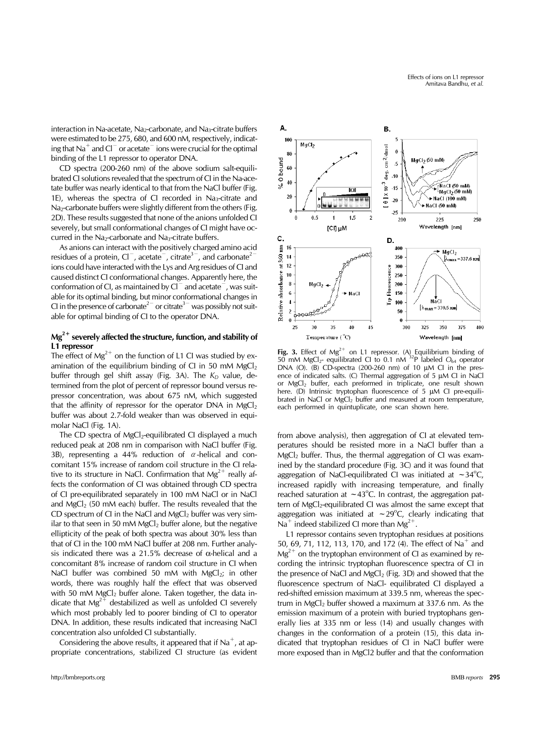interaction in Na-acetate, $Na_2$-carbonate, and $Na_3$-citrate buffers were estimated to be 275, 680, and 600 nM, respectively, indicating that $Na^+$ and $Cl^-$ or acetate$^-$ ions were crucial for the optimal binding of the L1 repressor to operator DNA.

CD spectra (200-260 nm) of the above sodium salt-equilibrated CI solutions revealed that the spectrum of CI in the Na-acetate buffer was nearly identical to that from the NaCl buffer (Fig. 1E), whereas the spectra of CI recorded in $Na_3$-citrate and $Na_2$-carbonate buffers were slightly different from the others (Fig. 2D). These results suggested that none of the anions unfolded CI severely, but small conformational changes of CI might have occurred in the $Na_2$-carbonate and $Na_3$-citrate buffers.

As anions can interact with the positively charged amino acid residues of a protein, $Cl^-$, acetate$^-$, citrate$^{3-}$, and carbonate$^{2-}$ ions could have interacted with the Lys and Arg residues of CI and caused distinct CI conformational changes. Apparently here, the conformation of CI, as maintained by $Cl^-$ and acetate$^-$, was suitable for its optimal binding, but minor conformational changes in CI in the presence of carbonate$^{2-}$ or citrate$^{3-}$ was possibly not suitable for optimal binding of CI to the operator DNA.

## $Mg^{2+}$ severely affected the structure, function, and stability of L1 repressor

The effect of $Mg^{2+}$ on the function of L1 CI was studied by examination of the equilibrium binding of CI in 50 mM $MgCl_2$ buffer through gel shift assay (Fig. 3A). The $K_D$ value, determined from the plot of percent of repressor bound versus repressor concentration, was about 675 nM, which suggested that the affinity of repressor for the operator DNA in $MgCl_2$ buffer was about 2.7-fold weaker than was observed in equimolar NaCl (Fig. 1A).

The CD spectra of $MgCl_2$-equilibrated CI displayed a much reduced peak at 208 nm in comparison with NaCl buffer (Fig. 3B), representing a 44% reduction of $\alpha$-helical and concomitant 15% increase of random coil structure in the CI relative to its structure in NaCl. Confirmation that $Mg^{2+}$ really affects the conformation of CI was obtained through CD spectra of CI pre-equilibrated separately in 100 mM NaCl or in NaCl and $MgCl_2$ (50 mM each) buffer. The results revealed that the CD spectrum of CI in the NaCl and $MgCl_2$ buffer was very similar to that seen in 50 mM $MgCl_2$ buffer alone, but the negative ellipticity of the peak of both spectra was about 30% less than that of CI in the 100 mM NaCl buffer at 208 nm. Further analysis indicated there was a 21.5% decrease of $\alpha$-helical and a concomitant 8% increase of random coil structure in CI when NaCl buffer was combined 50 mM with $MgCl_2$; in other words, there was roughly half the effect that was observed with 50 mM $MgCl_2$ buffer alone. Taken together, the data indicate that $Mg^{2+}$ destabilized as well as unfolded CI severely which most probably led to poorer binding of CI to operator DNA. In addition, these results indicated that increasing NaCl concentration also unfolded CI substantially.

Considering the above results, it appeared that if $Na^+$, at appropriate concentrations, stabilized CI structure (as evident from above analysis), then aggregation of CI at elevated temperatures should be resisted more in a NaCl buffer than a $MgCl_2$ buffer. Thus, the thermal aggregation of CI was examined by the standard procedure (Fig. 3C) and it was found that aggregation of NaCl-equilibrated CI was initiated at $\sim 34^oC$, increased rapidly with increasing temperature, and finally reached saturation at $\sim 43^oC$. In contrast, the aggregation pattern of $MgCl_2$-equilibrated CI was almost the same except that aggregation was initiated at $\sim 29^oC$, clearly indicating that $Na^+$ indeed stabilized CI more than $Mg^{2+}$.

L1 repressor contains seven tryptophan residues at positions 50, 69, 71, 112, 113, 170, and 172 (4). The effect of $Na^+$ and $Mg^{2+}$ on the tryptophan environment of CI as examined by recording the intrinsic tryptophan fluorescence spectra of CI in the presence of NaCl and $MgCl_2$ (Fig. 3D) and showed that the fluorescence spectrum of NaCl- equilibrated CI displayed a red-shifted emission maximum at 339.5 nm, whereas the spectrum in $MgCl_2$ buffer showed a maximum at 337.6 nm. As the emission maximum of a protein with buried tryptophans generally lies at 335 nm or less (14) and usually changes with changes in the conformation of a protein (15), this data indicated that tryptophan residues of CI in NaCl buffer were more exposed than in MgCl2 buffer and that the conformation

**Fig. 3.** Effect of $Mg^{2+}$ on L1 repressor. (A) Equilibrium binding of 50 mM $MgCl_2$- equilibrated CI to 0.1 nM $^{32}P$ labeled $O_{64}$ operator DNA (O). (B) CD-spectra (200-260 nm) of 10 μM CI in the presence of indicated salts. (C) Thermal aggregation of 5 μM CI in NaCl or $MgCl_2$ buffer, each preformed in triplicate, one result shown here. (D) Intrinsic tryptophan fluorescence of 5 μM CI pre-equilibrated in NaCl or $MgCl_2$ buffer and measured at room temperature, each performed in quintuplicate, one scan shown here.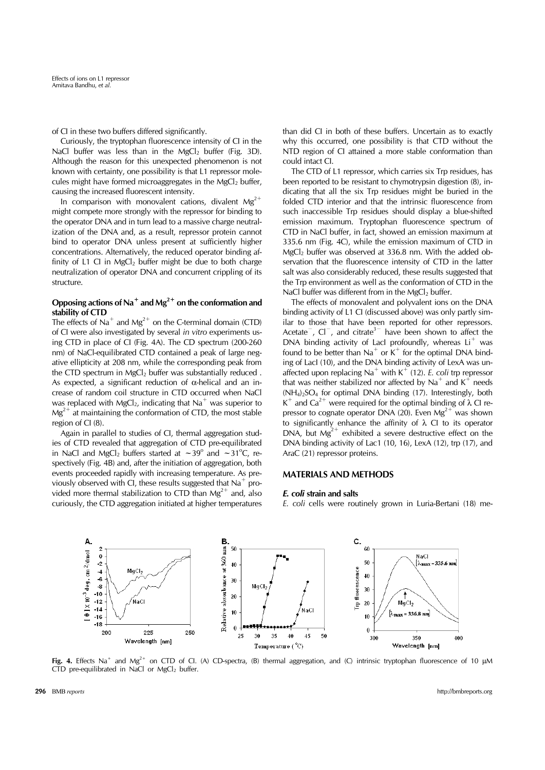of CI in these two buffers differed significantly.

Curiously, the tryptophan fluorescence intensity of CI in the NaCl buffer was less than in the $MgCl_2$ buffer (Fig. 3D). Although the reason for this unexpected phenomenon is not known with certainty, one possibility is that L1 repressor molecules might have formed microaggregates in the $MgCl_2$ buffer, causing the increased fluorescent intensity.

In comparison with monovalent cations, divalent $Mg^{2+}$ might compete more strongly with the repressor for binding to the operator DNA and in turn lead to a massive charge neutralization of the DNA and, as a result, repressor protein cannot bind to operator DNA unless present at sufficiently higher concentrations. Alternatively, the reduced operator binding affinity of L1 CI in $MgCl_2$ buffer might be due to both charge neutralization of operator DNA and concurrent crippling of its structure.

### Opposing actions of $Na^+$ and $Mg^{2+}$ on the conformation and stability of CTD

The effects of $Na^+$ and $Mg^{2+}$ on the C-terminal domain (CTD) of CI were also investigated by several *in vitro* experiments using CTD in place of CI (Fig. 4A). The CD spectrum (200-260 nm) of NaCl-equilibrated CTD contained a peak of large negative ellipticity at 208 nm, while the corresponding peak from the CTD spectrum in $MgCl_2$ buffer was substantially reduced . As expected, a significant reduction of α-helical and an increase of random coil structure in CTD occurred when NaCl was replaced with $MgCl_2$, indicating that $Na^+$ was superior to $Mg^{2+}$ at maintaining the conformation of CTD, the most stable region of CI (8).

Again in parallel to studies of CI, thermal aggregation studies of CTD revealed that aggregation of CTD pre-equilibrated in NaCl and $MgCl_2$ buffers started at ~39° and ~31°C, respectively (Fig. 4B) and, after the initiation of aggregation, both events proceeded rapidly with increasing temperature. As previously observed with CI, these results suggested that $Na^+$ provided more thermal stabilization to CTD than $Mg^{2+}$ and, also curiously, the CTD aggregation initiated at higher temperatures than did CI in both of these buffers. Uncertain as to exactly why this occurred, one possibility is that CTD without the NTD region of CI attained a more stable conformation than could intact CI.

The CTD of L1 repressor, which carries six Trp residues, has been reported to be resistant to chymotrypsin digestion (8), indicating that all the six Trp residues might be buried in the folded CTD interior and that the intrinsic fluorescence from such inaccessible Trp residues should display a blue-shifted emission maximum. Tryptophan fluorescence spectrum of CTD in NaCl buffer, in fact, showed an emission maximum at 335.6 nm (Fig. 4C), while the emission maximum of CTD in $MgCl_2$ buffer was observed at 336.8 nm. With the added observation that the fluorescence intensity of CTD in the latter salt was also considerably reduced, these results suggested that the Trp environment as well as the conformation of CTD in the NaCl buffer was different from in the $MgCl_2$ buffer.

The effects of monovalent and polyvalent ions on the DNA binding activity of L1 CI (discussed above) was only partly similar to those that have been reported for other repressors. $Acetate^-$, $Cl^-$, and $citrate^{3-}$ have been shown to affect the DNA binding activity of LacI profoundly, whereas $Li^+$ was found to be better than $Na^+$ or $K^+$ for the optimal DNA binding of LacI (10), and the DNA binding activity of LexA was unaffected upon replacing $Na^+$ with $K^+$ (12). *E. coli* trp repressor that was neither stabilized nor affected by $Na^+$ and $K^+$ needs $(NH_4)_2SO_4$ for optimal DNA binding (17). Interestingly, both $K^+$ and $Ca^{2+}$ were required for the optimal binding of λ CI repressor to cognate operator DNA (20). Even $Mg^{2+}$ was shown to significantly enhance the affinity of λ CI to its operator DNA, but $Mg^{2+}$ exhibited a severe destructive effect on the DNA binding activity of Lac1 (10, 16), LexA (12), trp (17), and AraC (21) repressor proteins.

## MATERIALS AND METHODS

### *E. coli* strain and salts

*E. coli* cells were routinely grown in Luria-Bertani (18) me-

**Fig. 4.** Effects $Na^+$ and $Mg^{2+}$ on CTD of CI. (A) CD-spectra, (B) thermal aggregation, and (C) intrinsic tryptophan fluorescence of 10 μM CTD pre-equilibrated in NaCl or $MgCl_2$ buffer.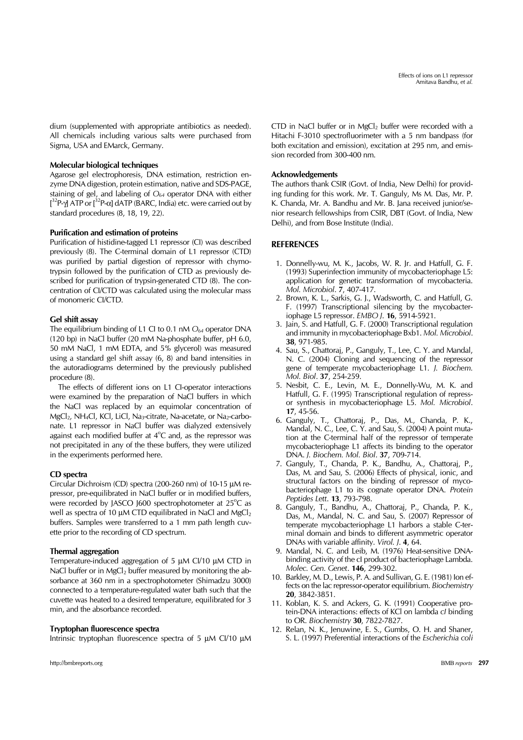dium (supplemented with appropriate antibiotics as needed). All chemicals including various salts were purchased from Sigma, USA and EMarck, Germany.

### Molecular biological techniques

Agarose gel electrophoresis, DNA estimation, restriction enzyme DNA digestion, protein estimation, native and SDS-PAGE, staining of gel, and labeling of $O_{64}$ operator DNA with either [$^{32}$P-γ] ATP or [$^{32}$P-α] dATP (BARC, India) etc. were carried out by standard procedures (8, 18, 19, 22).

### Purification and estimation of proteins

Purification of histidine-tagged L1 repressor (CI) was described previously (8). The C-terminal domain of L1 repressor (CTD) was purified by partial digestion of repressor with chymotrypsin followed by the purification of CTD as previously described for purification of trypsin-generated CTD (8). The concentration of CI/CTD was calculated using the molecular mass of monomeric CI/CTD.

### Gel shift assay

The equilibrium binding of L1 CI to 0.1 nM $O_{64}$ operator DNA (120 bp) in NaCl buffer (20 mM Na-phosphate buffer, pH 6.0, 50 mM NaCl, 1 mM EDTA, and 5% glycerol) was measured using a standard gel shift assay (6, 8) and band intensities in the autoradiograms determined by the previously published procedure (8).

The effects of different ions on L1 CI-operator interactions were examined by the preparation of NaCl buffers in which the NaCl was replaced by an equimolar concentration of $MgCl_2$, $NH_4Cl$, KCl, LiCl, $Na_3$-citrate, Na-acetate, or $Na_2$-carbonate. L1 repressor in NaCl buffer was dialyzed extensively against each modified buffer at 4°C and, as the repressor was not precipitated in any of the these buffers, they were utilized in the experiments performed here.

### CD spectra

Circular Dichroism (CD) spectra (200-260 nm) of 10-15 μM repressor, pre-equilibrated in NaCl buffer or in modified buffers, were recorded by JASCO J600 spectrophotometer at 25°C as well as spectra of 10 μM CTD equilibrated in NaCl and $MgCl_2$ buffers. Samples were transferred to a 1 mm path length cuvette prior to the recording of CD spectrum.

### Thermal aggregation

Temperature-induced aggregation of 5 μM CI/10 μM CTD in NaCl buffer or in $MgCl_2$ buffer measured by monitoring the absorbance at 360 nm in a spectrophotometer (Shimadzu 3000) connected to a temperature-regulated water bath such that the cuvette was heated to a desired temperature, equilibrated for 3 min, and the absorbance recorded.

### Tryptophan fluorescence spectra

Intrinsic tryptophan fluorescence spectra of 5 μM CI/10 μM CTD in NaCl buffer or in $MgCl_2$ buffer were recorded with a Hitachi F-3010 spectrofluorimeter with a 5 nm bandpass (for both excitation and emission), excitation at 295 nm, and emission recorded from 300-400 nm.

### Acknowledgements

The authors thank CSIR (Govt. of India, New Delhi) for providing funding for this work. Mr. T. Ganguly, Ms M. Das, Mr. P. K. Chanda, Mr. A. Bandhu and Mr. B. Jana received junior/senior research fellowships from CSIR, DBT (Govt. of India, New Delhi), and from Bose Institute (India).

## REFERENCES

1. Donnelly-wu, M. K., Jacobs, W. R. Jr. and Hatfull, G. F. (1993) Superinfection immunity of mycobacteriophage L5: application for genetic transformation of mycobacteria. *Mol. Microbiol*. **7**, 407-417.
2. Brown, K. L., Sarkis, G. J., Wadsworth, C. and Hatfull, G. F. (1997) Transcriptional silencing by the mycobacteriophage L5 repressor. *EMBO J*. **16**, 5914-5921.
3. Jain, S. and Hatfull, G. F. (2000) Transcriptional regulation and immunity in mycobacteriophage Bxb1. *Mol. Microbiol*. **38**, 971-985.
4. Sau, S., Chattoraj, P., Ganguly, T., Lee, C. Y. and Mandal, N. C. (2004) Cloning and sequencing of the repressor gene of temperate mycobacteriophage L1. *J. Biochem. Mol. Biol*. **37**, 254-259.
5. Nesbit, C. E., Levin, M. E., Donnelly-Wu, M. K. and Hatfull, G. F. (1995) Transcriptional regulation of repressor synthesis in mycobacteriophage L5. *Mol. Microbiol*. **17**, 45-56.
6. Ganguly, T., Chattoraj, P., Das, M., Chanda, P. K., Mandal, N. C., Lee, C. Y. and Sau, S. (2004) A point mutation at the C-terminal half of the repressor of temperate mycobacteriophage L1 affects its binding to the operator DNA. *J. Biochem. Mol. Biol*. **37**, 709-714.
7. Ganguly, T., Chanda, P. K., Bandhu, A., Chattoraj, P., Das, M. and Sau, S. (2006) Effects of physical, ionic, and structural factors on the binding of repressor of mycobacteriophage L1 to its cognate operator DNA. *Protein Peptides Lett*. **13**, 793-798.
8. Ganguly, T., Bandhu, A., Chattoraj, P., Chanda, P. K., Das, M., Mandal, N. C. and Sau, S. (2007) Repressor of temperate mycobacteriophage L1 harbors a stable C-terminal domain and binds to different asymmetric operator DNAs with variable affinity. *Virol. J*. **4**, 64.
9. Mandal, N. C. and Leib, M. (1976) Heat-sensitive DNA-binding activity of the cI product of bacteriophage Lambda. *Molec. Gen. Genet*. **146**, 299-302.
10. Barkley, M. D., Lewis, P. A. and Sullivan, G. E. (1981) Ion effects on the lac repressor-operator equilibrium. *Biochemistry* **20**, 3842-3851.
11. Koblan, K. S. and Ackers, G. K. (1991) Cooperative protein-DNA interactions: effects of KCl on lambda *cI* binding to OR. *Biochemistry* **30**, 7822-7827.
12. Relan, N. K., Jenuwine, E. S., Gumbs, O. H. and Shaner, S. L. (1997) Preferential interactions of the *Escherichia coli*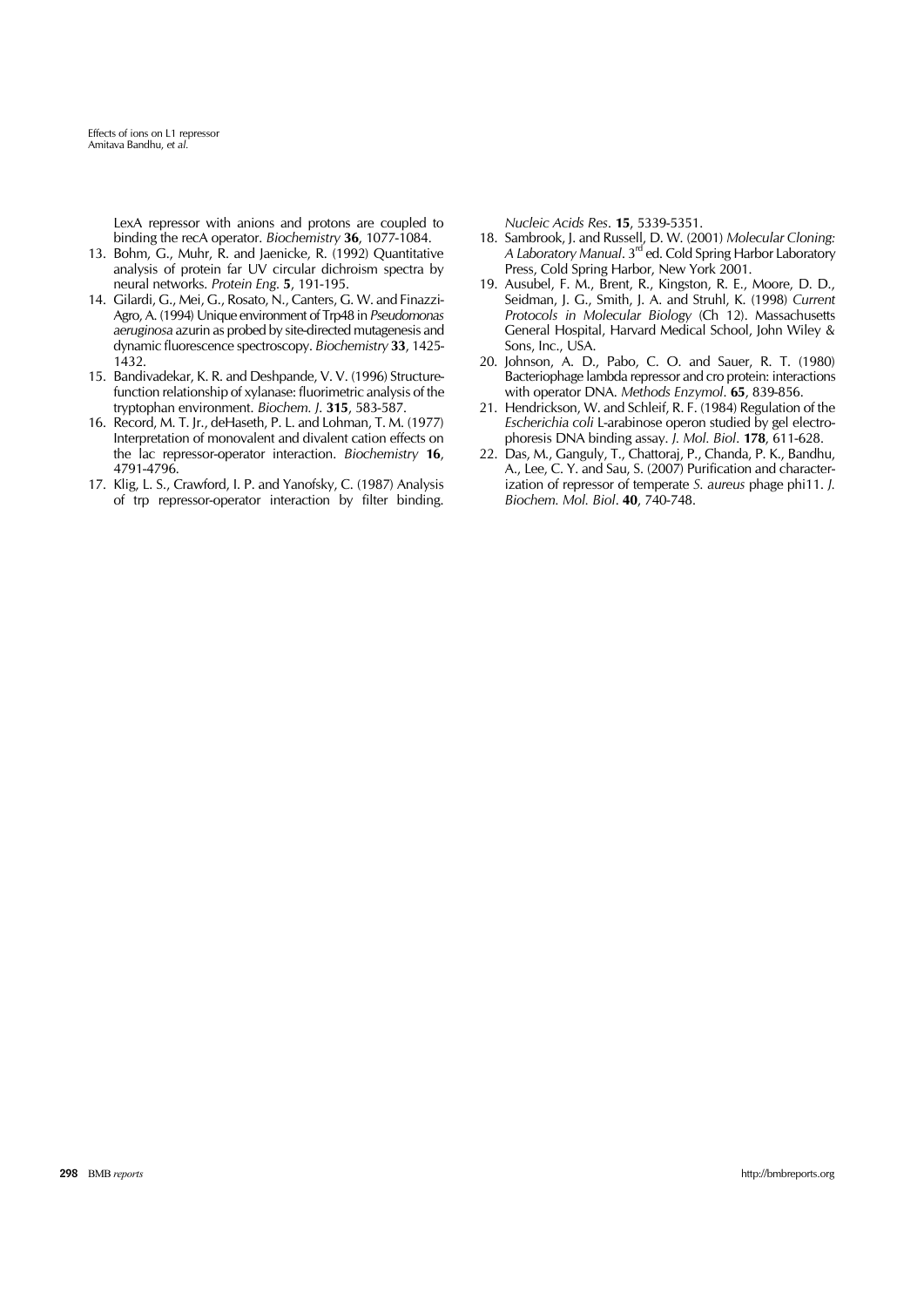LexA repressor with anions and protons are coupled to binding the recA operator. *Biochemistry* **36**, 1077-1084.

13. Bohm, G., Muhr, R. and Jaenicke, R. (1992) Quantitative analysis of protein far UV circular dichroism spectra by neural networks. *Protein Eng.* **5**, 191-195.
14. Gilardi, G., Mei, G., Rosato, N., Canters, G. W. and Finazzi-Agro, A. (1994) Unique environment of Trp48 in *Pseudomonas aeruginosa* azurin as probed by site-directed mutagenesis and dynamic fluorescence spectroscopy. *Biochemistry* **33**, 1425-1432.
15. Bandivadekar, K. R. and Deshpande, V. V. (1996) Structure-function relationship of xylanase: fluorimetric analysis of the tryptophan environment. *Biochem. J.* **315**, 583-587.
16. Record, M. T. Jr., deHaseth, P. L. and Lohman, T. M. (1977) Interpretation of monovalent and divalent cation effects on the lac repressor-operator interaction. *Biochemistry* **16**, 4791-4796.
17. Klig, L. S., Crawford, I. P. and Yanofsky, C. (1987) Analysis of trp repressor-operator interaction by filter binding. *Nucleic Acids Res.* **15**, 5339-5351.
18. Sambrook, J. and Russell, D. W. (2001) *Molecular Cloning: A Laboratory Manual*. 3rd ed. Cold Spring Harbor Laboratory Press, Cold Spring Harbor, New York 2001.
19. Ausubel, F. M., Brent, R., Kingston, R. E., Moore, D. D., Seidman, J. G., Smith, J. A. and Struhl, K. (1998) *Current Protocols in Molecular Biology* (Ch 12). Massachusetts General Hospital, Harvard Medical School, John Wiley & Sons, Inc., USA.
20. Johnson, A. D., Pabo, C. O. and Sauer, R. T. (1980) Bacteriophage lambda repressor and cro protein: interactions with operator DNA. *Methods Enzymol.* **65**, 839-856.
21. Hendrickson, W. and Schleif, R. F. (1984) Regulation of the *Escherichia coli* L-arabinose operon studied by gel electrophoresis DNA binding assay. *J. Mol. Biol.* **178**, 611-628.
22. Das, M., Ganguly, T., Chattoraj, P., Chanda, P. K., Bandhu, A., Lee, C. Y. and Sau, S. (2007) Purification and characterization of repressor of temperate *S. aureus* phage phi11. *J. Biochem. Mol. Biol.* **40**, 740-748.